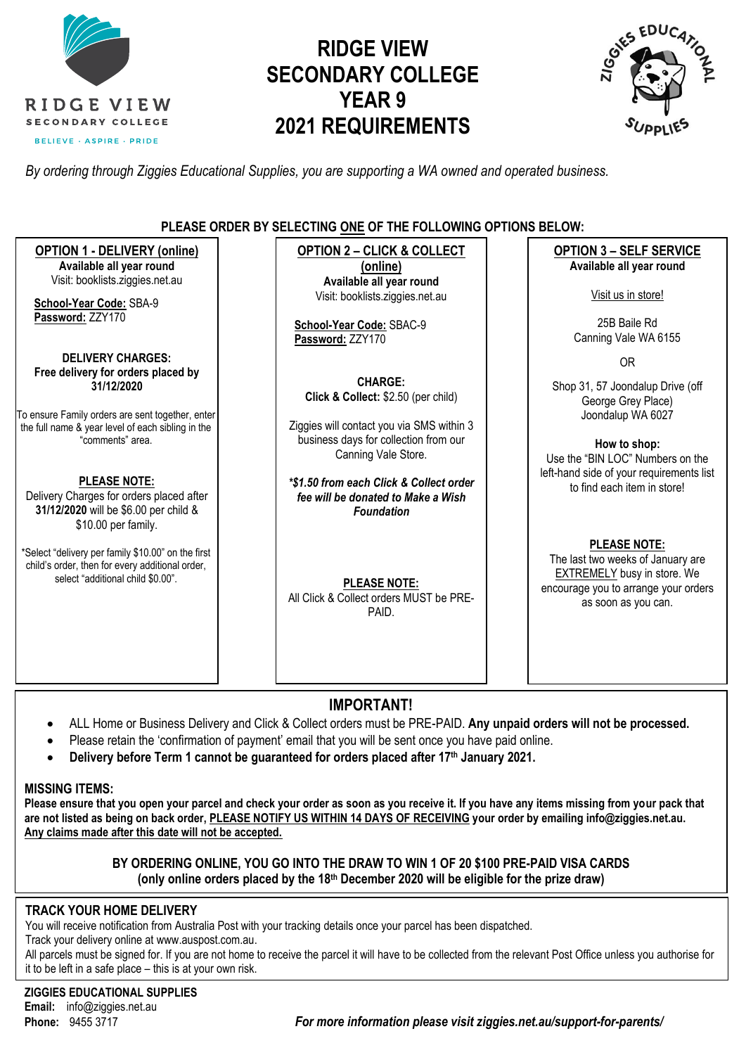RIDGE VIEW
SECONDARY COLLEGE
BELIEVE · ASPIRE · PRIDE

# RIDGE VIEW SECONDARY COLLEGE YEAR 9 2021 REQUIREMENTS

ZIGGIES EDUCATIONAL SUPPLIES

*By ordering through Ziggies Educational Supplies, you are supporting a WA owned and operated business.*

**PLEASE ORDER BY SELECTING ONE OF THE FOLLOWING OPTIONS BELOW:**

## OPTION 1 - DELIVERY (online)

**Available all year round**
Visit: booklists.ziggies.net.au

**School-Year Code:** SBA-9
**Password:** ZZY170

**DELIVERY CHARGES:**
**Free delivery for orders placed by 31/12/2020**

To ensure Family orders are sent together, enter the full name & year level of each sibling in the "comments" area.

**PLEASE NOTE:**
Delivery Charges for orders placed after **31/12/2020** will be $6.00 per child & $10.00 per family.

*Select "delivery per family $10.00" on the first child's order, then for every additional order, select "additional child $0.00".

## OPTION 2 – CLICK & COLLECT (online)

**Available all year round**
Visit: booklists.ziggies.net.au

**School-Year Code:** SBAC-9
**Password:** ZZY170

**CHARGE:**
**Click & Collect:** $2.50 (per child)

Ziggies will contact you via SMS within 3 business days for collection from our Canning Vale Store.

***$1.50 from each Click & Collect order fee will be donated to Make a Wish Foundation***

**PLEASE NOTE:**
All Click & Collect orders MUST be PRE-PAID.

## OPTION 3 – SELF SERVICE

**Available all year round**

Visit us in store!

25B Baile Rd
Canning Vale WA 6155

OR

Shop 31, 57 Joondalup Drive (off George Grey Place)
Joondalup WA 6027

**How to shop:**
Use the "BIN LOC" Numbers on the left-hand side of your requirements list to find each item in store!

**PLEASE NOTE:**
The last two weeks of January are EXTREMELY busy in store. We encourage you to arrange your orders as soon as you can.

## IMPORTANT!

- ALL Home or Business Delivery and Click & Collect orders must be PRE-PAID. **Any unpaid orders will not be processed.**
- Please retain the 'confirmation of payment' email that you will be sent once you have paid online.
- **Delivery before Term 1 cannot be guaranteed for orders placed after 17th January 2021.**

**MISSING ITEMS:**
**Please ensure that you open your parcel and check your order as soon as you receive it. If you have any items missing from your pack that are not listed as being on back order, PLEASE NOTIFY US WITHIN 14 DAYS OF RECEIVING your order by emailing info@ziggies.net.au. Any claims made after this date will not be accepted.**

**BY ORDERING ONLINE, YOU GO INTO THE DRAW TO WIN 1 OF 20 $100 PRE-PAID VISA CARDS**
**(only online orders placed by the 18th December 2020 will be eligible for the prize draw)**

## TRACK YOUR HOME DELIVERY

You will receive notification from Australia Post with your tracking details once your parcel has been dispatched.
Track your delivery online at www.auspost.com.au.
All parcels must be signed for. If you are not home to receive the parcel it will have to be collected from the relevant Post Office unless you authorise for it to be left in a safe place – this is at your own risk.

**ZIGGIES EDUCATIONAL SUPPLIES**
**Email:** info@ziggies.net.au
**Phone:** 9455 3717

***For more information please visit ziggies.net.au/support-for-parents/***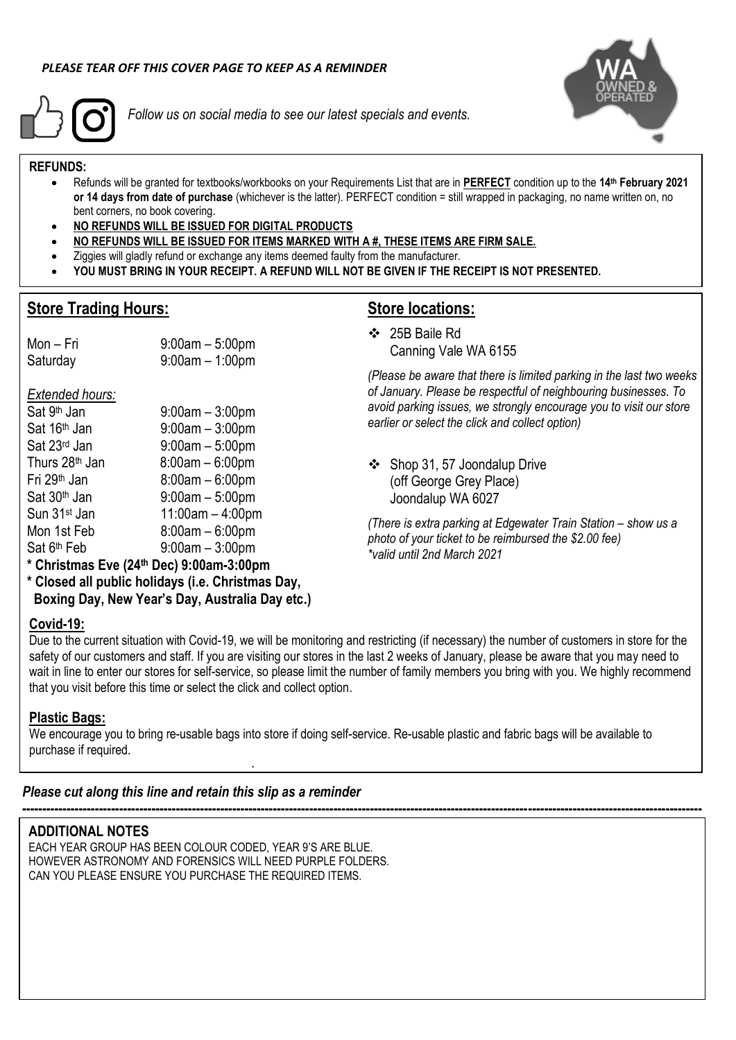*PLEASE TEAR OFF THIS COVER PAGE TO KEEP AS A REMINDER*

*Follow us on social media to see our latest specials and events.*

**REFUNDS:**

- Refunds will be granted for textbooks/workbooks on your Requirements List that are in **PERFECT** condition up to the **14th February 2021 or 14 days from date of purchase** (whichever is the latter). PERFECT condition = still wrapped in packaging, no name written on, no bent corners, no book covering.
- **NO REFUNDS WILL BE ISSUED FOR DIGITAL PRODUCTS**
- **NO REFUNDS WILL BE ISSUED FOR ITEMS MARKED WITH A #, THESE ITEMS ARE FIRM SALE.**
- Ziggies will gladly refund or exchange any items deemed faulty from the manufacturer.
- **YOU MUST BRING IN YOUR RECEIPT. A REFUND WILL NOT BE GIVEN IF THE RECEIPT IS NOT PRESENTED.**

## Store Trading Hours:

| | |
|---|---|
| Mon – Fri | 9:00am – 5:00pm |
| Saturday | 9:00am – 1:00pm |

*Extended hours:*

| | |
|---|---|
| Sat 9th Jan | 9:00am – 3:00pm |
| Sat 16th Jan | 9:00am – 3:00pm |
| Sat 23rd Jan | 9:00am – 5:00pm |
| Thurs 28th Jan | 8:00am – 6:00pm |
| Fri 29th Jan | 8:00am – 6:00pm |
| Sat 30th Jan | 9:00am – 5:00pm |
| Sun 31st Jan | 11:00am – 4:00pm |
| Mon 1st Feb | 8:00am – 6:00pm |
| Sat 6th Feb | 9:00am – 3:00pm |

**\* Christmas Eve (24th Dec) 9:00am-3:00pm**

**\* Closed all public holidays (i.e. Christmas Day, Boxing Day, New Year's Day, Australia Day etc.)**

## Store locations:

- 25B Baile Rd
  Canning Vale WA 6155

*(Please be aware that there is limited parking in the last two weeks of January. Please be respectful of neighbouring businesses. To avoid parking issues, we strongly encourage you to visit our store earlier or select the click and collect option)*

- Shop 31, 57 Joondalup Drive
  (off George Grey Place)
  Joondalup WA 6027

*(There is extra parking at Edgewater Train Station – show us a photo of your ticket to be reimbursed the $2.00 fee)*
*\*valid until 2nd March 2021*

## Covid-19:

Due to the current situation with Covid-19, we will be monitoring and restricting (if necessary) the number of customers in store for the safety of our customers and staff. If you are visiting our stores in the last 2 weeks of January, please be aware that you may need to wait in line to enter our stores for self-service, so please limit the number of family members you bring with you. We highly recommend that you visit before this time or select the click and collect option.

## Plastic Bags:

We encourage you to bring re-usable bags into store if doing self-service. Re-usable plastic and fabric bags will be available to purchase if required.

*Please cut along this line and retain this slip as a reminder*

---

**ADDITIONAL NOTES**

EACH YEAR GROUP HAS BEEN COLOUR CODED, YEAR 9'S ARE BLUE.
HOWEVER ASTRONOMY AND FORENSICS WILL NEED PURPLE FOLDERS.
CAN YOU PLEASE ENSURE YOU PURCHASE THE REQUIRED ITEMS.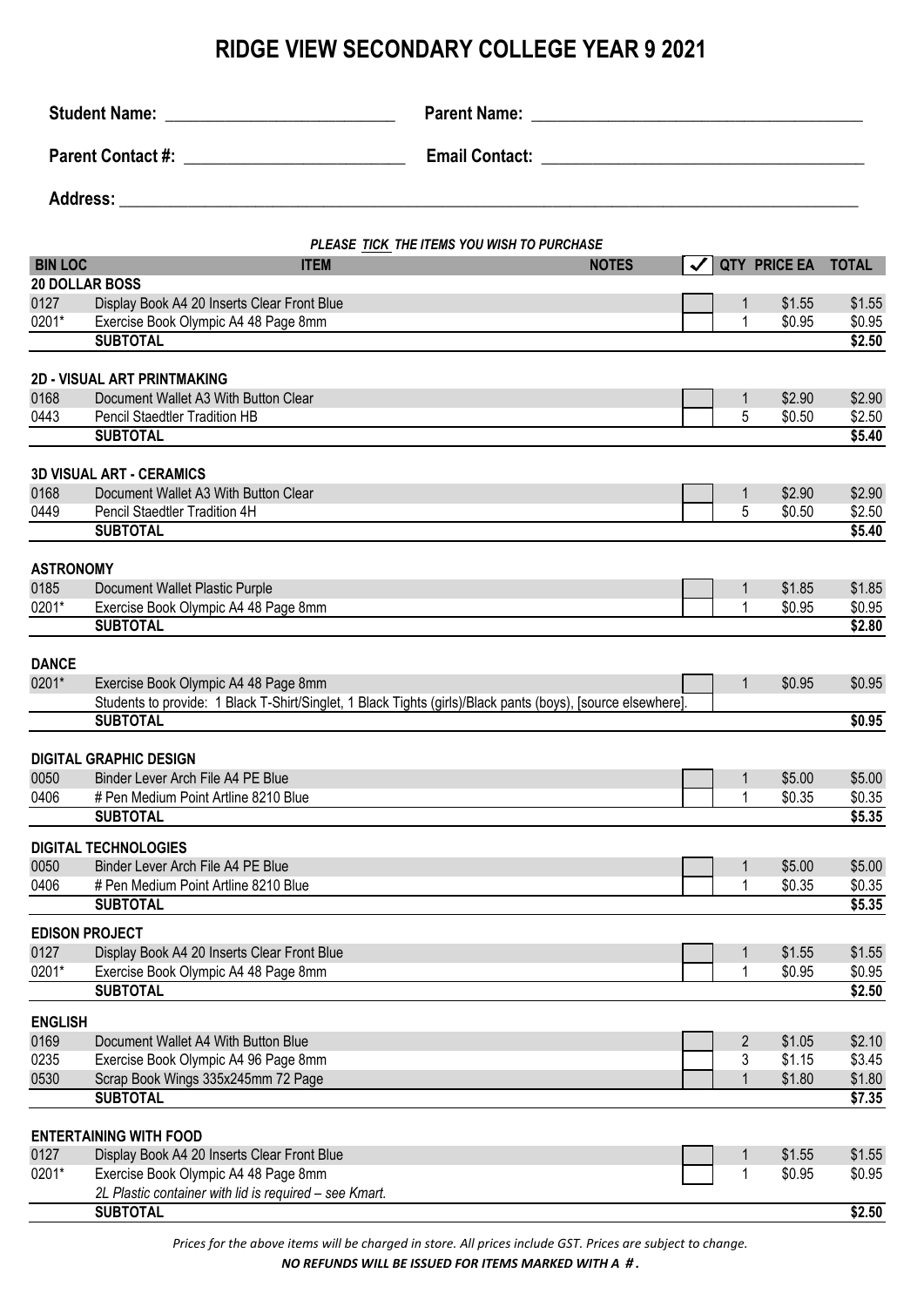# RIDGE VIEW SECONDARY COLLEGE YEAR 9 2021

**Student Name:** ____________________________ **Parent Name:** ________________________________________

**Parent Contact #:** __________________________ **Email Contact:** ______________________________________

**Address:** ________________________________________________________________________________________

***PLEASE TICK THE ITEMS YOU WISH TO PURCHASE***

| BIN LOC | ITEM | NOTES | ✓ | QTY | PRICE EA | TOTAL |
|---|---|---|---|---|---|---|
| **20 DOLLAR BOSS** | | | | | | |
| 0127 | Display Book A4 20 Inserts Clear Front Blue | | | 1 | $1.55 | $1.55 |
| 0201* | Exercise Book Olympic A4 48 Page 8mm | | | 1 | $0.95 | $0.95 |
| | **SUBTOTAL** | | | | | **$2.50** |
| **2D - VISUAL ART PRINTMAKING** | | | | | | |
| 0168 | Document Wallet A3 With Button Clear | | | 1 | $2.90 | $2.90 |
| 0443 | Pencil Staedtler Tradition HB | | | 5 | $0.50 | $2.50 |
| | **SUBTOTAL** | | | | | **$5.40** |
| **3D VISUAL ART - CERAMICS** | | | | | | |
| 0168 | Document Wallet A3 With Button Clear | | | 1 | $2.90 | $2.90 |
| 0449 | Pencil Staedtler Tradition 4H | | | 5 | $0.50 | $2.50 |
| | **SUBTOTAL** | | | | | **$5.40** |
| **ASTRONOMY** | | | | | | |
| 0185 | Document Wallet Plastic Purple | | | 1 | $1.85 | $1.85 |
| 0201* | Exercise Book Olympic A4 48 Page 8mm | | | 1 | $0.95 | $0.95 |
| | **SUBTOTAL** | | | | | **$2.80** |
| **DANCE** | | | | | | |
| 0201* | Exercise Book Olympic A4 48 Page 8mm | | | 1 | $0.95 | $0.95 |
| | Students to provide: 1 Black T-Shirt/Singlet, 1 Black Tights (girls)/Black pants (boys), [source elsewhere]. | | | | | |
| | **SUBTOTAL** | | | | | **$0.95** |
| **DIGITAL GRAPHIC DESIGN** | | | | | | |
| 0050 | Binder Lever Arch File A4 PE Blue | | | 1 | $5.00 | $5.00 |
| 0406 | # Pen Medium Point Artline 8210 Blue | | | 1 | $0.35 | $0.35 |
| | **SUBTOTAL** | | | | | **$5.35** |
| **DIGITAL TECHNOLOGIES** | | | | | | |
| 0050 | Binder Lever Arch File A4 PE Blue | | | 1 | $5.00 | $5.00 |
| 0406 | # Pen Medium Point Artline 8210 Blue | | | 1 | $0.35 | $0.35 |
| | **SUBTOTAL** | | | | | **$5.35** |
| **EDISON PROJECT** | | | | | | |
| 0127 | Display Book A4 20 Inserts Clear Front Blue | | | 1 | $1.55 | $1.55 |
| 0201* | Exercise Book Olympic A4 48 Page 8mm | | | 1 | $0.95 | $0.95 |
| | **SUBTOTAL** | | | | | **$2.50** |
| **ENGLISH** | | | | | | |
| 0169 | Document Wallet A4 With Button Blue | | | 2 | $1.05 | $2.10 |
| 0235 | Exercise Book Olympic A4 96 Page 8mm | | | 3 | $1.15 | $3.45 |
| 0530 | Scrap Book Wings 335x245mm 72 Page | | | 1 | $1.80 | $1.80 |
| | **SUBTOTAL** | | | | | **$7.35** |
| **ENTERTAINING WITH FOOD** | | | | | | |
| 0127 | Display Book A4 20 Inserts Clear Front Blue | | | 1 | $1.55 | $1.55 |
| 0201* | Exercise Book Olympic A4 48 Page 8mm | | | 1 | $0.95 | $0.95 |
| | *2L Plastic container with lid is required – see Kmart.* | | | | | |
| | **SUBTOTAL** | | | | | **$2.50** |

*Prices for the above items will be charged in store. All prices include GST. Prices are subject to change.*

***NO REFUNDS WILL BE ISSUED FOR ITEMS MARKED WITH A #.***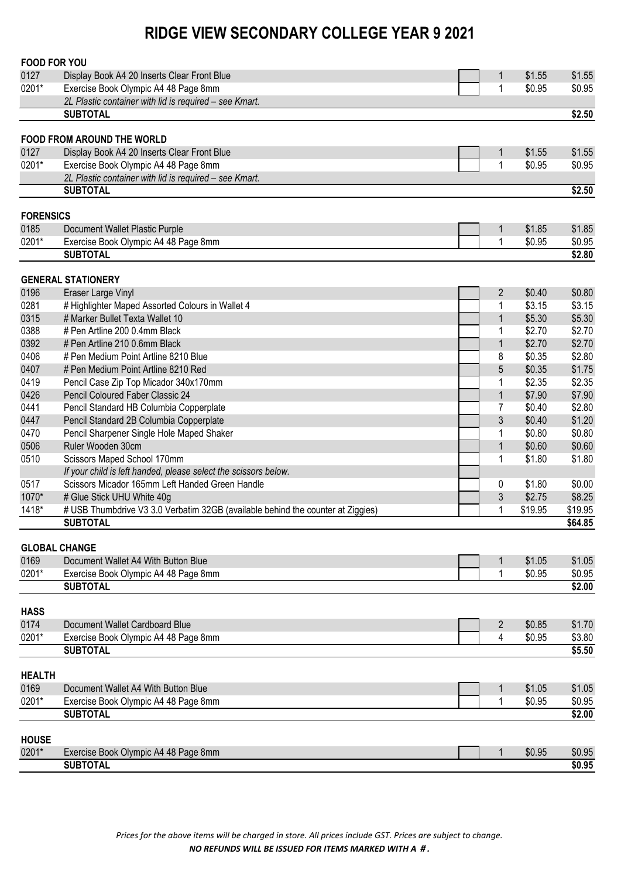# RIDGE VIEW SECONDARY COLLEGE YEAR 9 2021

**FOOD FOR YOU**

| Code | Item | | Qty | Price | Total |
|---|---|---|---|---|---|
| 0127 | Display Book A4 20 Inserts Clear Front Blue | | 1 | $1.55 | $1.55 |
| 0201* | Exercise Book Olympic A4 48 Page 8mm | | 1 | $0.95 | $0.95 |
| | *2L Plastic container with lid is required – see Kmart.* | | | | |
| | **SUBTOTAL** | | | | **$2.50** |

**FOOD FROM AROUND THE WORLD**

| Code | Item | | Qty | Price | Total |
|---|---|---|---|---|---|
| 0127 | Display Book A4 20 Inserts Clear Front Blue | | 1 | $1.55 | $1.55 |
| 0201* | Exercise Book Olympic A4 48 Page 8mm | | 1 | $0.95 | $0.95 |
| | *2L Plastic container with lid is required – see Kmart.* | | | | |
| | **SUBTOTAL** | | | | **$2.50** |

**FORENSICS**

| Code | Item | | Qty | Price | Total |
|---|---|---|---|---|---|
| 0185 | Document Wallet Plastic Purple | | 1 | $1.85 | $1.85 |
| 0201* | Exercise Book Olympic A4 48 Page 8mm | | 1 | $0.95 | $0.95 |
| | **SUBTOTAL** | | | | **$2.80** |

**GENERAL STATIONERY**

| Code | Item | | Qty | Price | Total |
|---|---|---|---|---|---|
| 0196 | Eraser Large Vinyl | | 2 | $0.40 | $0.80 |
| 0281 | # Highlighter Maped Assorted Colours in Wallet 4 | | 1 | $3.15 | $3.15 |
| 0315 | # Marker Bullet Texta Wallet 10 | | 1 | $5.30 | $5.30 |
| 0388 | # Pen Artline 200 0.4mm Black | | 1 | $2.70 | $2.70 |
| 0392 | # Pen Artline 210 0.6mm Black | | 1 | $2.70 | $2.70 |
| 0406 | # Pen Medium Point Artline 8210 Blue | | 8 | $0.35 | $2.80 |
| 0407 | # Pen Medium Point Artline 8210 Red | | 5 | $0.35 | $1.75 |
| 0419 | Pencil Case Zip Top Micador 340x170mm | | 1 | $2.35 | $2.35 |
| 0426 | Pencil Coloured Faber Classic 24 | | 1 | $7.90 | $7.90 |
| 0441 | Pencil Standard HB Columbia Copperplate | | 7 | $0.40 | $2.80 |
| 0447 | Pencil Standard 2B Columbia Copperplate | | 3 | $0.40 | $1.20 |
| 0470 | Pencil Sharpener Single Hole Maped Shaker | | 1 | $0.80 | $0.80 |
| 0506 | Ruler Wooden 30cm | | 1 | $0.60 | $0.60 |
| 0510 | Scissors Maped School 170mm | | 1 | $1.80 | $1.80 |
| | *If your child is left handed, please select the scissors below.* | | | | |
| 0517 | Scissors Micador 165mm Left Handed Green Handle | | 0 | $1.80 | $0.00 |
| 1070* | # Glue Stick UHU White 40g | | 3 | $2.75 | $8.25 |
| 1418* | # USB Thumbdrive V3 3.0 Verbatim 32GB (available behind the counter at Ziggies) | | 1 | $19.95 | $19.95 |
| | **SUBTOTAL** | | | | **$64.85** |

**GLOBAL CHANGE**

| Code | Item | | Qty | Price | Total |
|---|---|---|---|---|---|
| 0169 | Document Wallet A4 With Button Blue | | 1 | $1.05 | $1.05 |
| 0201* | Exercise Book Olympic A4 48 Page 8mm | | 1 | $0.95 | $0.95 |
| | **SUBTOTAL** | | | | **$2.00** |

**HASS**

| Code | Item | | Qty | Price | Total |
|---|---|---|---|---|---|
| 0174 | Document Wallet Cardboard Blue | | 2 | $0.85 | $1.70 |
| 0201* | Exercise Book Olympic A4 48 Page 8mm | | 4 | $0.95 | $3.80 |
| | **SUBTOTAL** | | | | **$5.50** |

**HEALTH**

| Code | Item | | Qty | Price | Total |
|---|---|---|---|---|---|
| 0169 | Document Wallet A4 With Button Blue | | 1 | $1.05 | $1.05 |
| 0201* | Exercise Book Olympic A4 48 Page 8mm | | 1 | $0.95 | $0.95 |
| | **SUBTOTAL** | | | | **$2.00** |

**HOUSE**

| Code | Item | | Qty | Price | Total |
|---|---|---|---|---|---|
| 0201* | Exercise Book Olympic A4 48 Page 8mm | | 1 | $0.95 | $0.95 |
| | **SUBTOTAL** | | | | **$0.95** |

*Prices for the above items will be charged in store. All prices include GST. Prices are subject to change.*

***NO REFUNDS WILL BE ISSUED FOR ITEMS MARKED WITH A #.***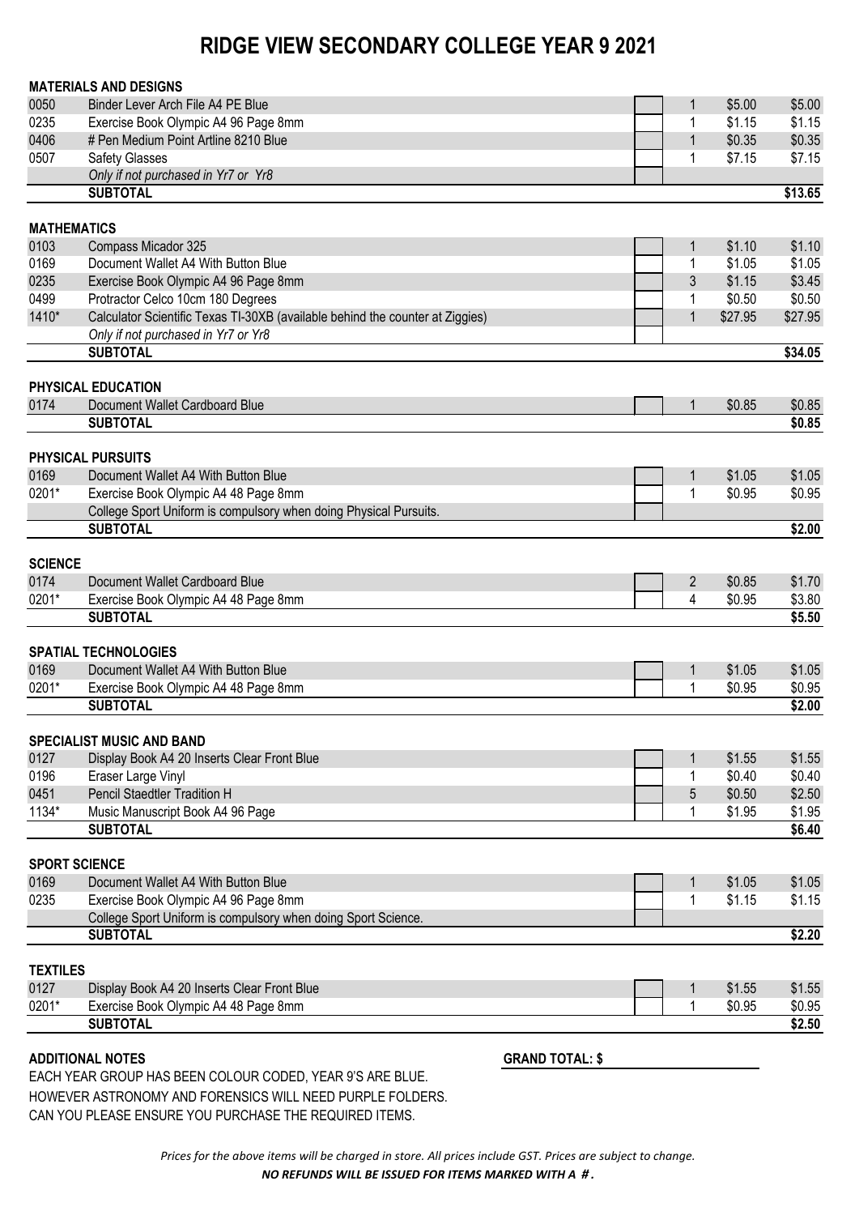# RIDGE VIEW SECONDARY COLLEGE YEAR 9 2021

**MATERIALS AND DESIGNS**

| Code | Item | | Qty | Price | Total |
|---|---|---|---|---|---|
| 0050 | Binder Lever Arch File A4 PE Blue | | 1 | $5.00 | $5.00 |
| 0235 | Exercise Book Olympic A4 96 Page 8mm | | 1 | $1.15 | $1.15 |
| 0406 | # Pen Medium Point Artline 8210 Blue | | 1 | $0.35 | $0.35 |
| 0507 | Safety Glasses | | 1 | $7.15 | $7.15 |
| | *Only if not purchased in Yr7 or Yr8* | | | | |
| | **SUBTOTAL** | | | | **$13.65** |

**MATHEMATICS**

| Code | Item | | Qty | Price | Total |
|---|---|---|---|---|---|
| 0103 | Compass Micador 325 | | 1 | $1.10 | $1.10 |
| 0169 | Document Wallet A4 With Button Blue | | 1 | $1.05 | $1.05 |
| 0235 | Exercise Book Olympic A4 96 Page 8mm | | 3 | $1.15 | $3.45 |
| 0499 | Protractor Celco 10cm 180 Degrees | | 1 | $0.50 | $0.50 |
| 1410* | Calculator Scientific Texas TI-30XB (available behind the counter at Ziggies) | | 1 | $27.95 | $27.95 |
| | *Only if not purchased in Yr7 or Yr8* | | | | |
| | **SUBTOTAL** | | | | **$34.05** |

**PHYSICAL EDUCATION**

| Code | Item | | Qty | Price | Total |
|---|---|---|---|---|---|
| 0174 | Document Wallet Cardboard Blue | | 1 | $0.85 | $0.85 |
| | **SUBTOTAL** | | | | **$0.85** |

**PHYSICAL PURSUITS**

| Code | Item | | Qty | Price | Total |
|---|---|---|---|---|---|
| 0169 | Document Wallet A4 With Button Blue | | 1 | $1.05 | $1.05 |
| 0201* | Exercise Book Olympic A4 48 Page 8mm | | 1 | $0.95 | $0.95 |
| | College Sport Uniform is compulsory when doing Physical Pursuits. | | | | |
| | **SUBTOTAL** | | | | **$2.00** |

**SCIENCE**

| Code | Item | | Qty | Price | Total |
|---|---|---|---|---|---|
| 0174 | Document Wallet Cardboard Blue | | 2 | $0.85 | $1.70 |
| 0201* | Exercise Book Olympic A4 48 Page 8mm | | 4 | $0.95 | $3.80 |
| | **SUBTOTAL** | | | | **$5.50** |

**SPATIAL TECHNOLOGIES**

| Code | Item | | Qty | Price | Total |
|---|---|---|---|---|---|
| 0169 | Document Wallet A4 With Button Blue | | 1 | $1.05 | $1.05 |
| 0201* | Exercise Book Olympic A4 48 Page 8mm | | 1 | $0.95 | $0.95 |
| | **SUBTOTAL** | | | | **$2.00** |

**SPECIALIST MUSIC AND BAND**

| Code | Item | | Qty | Price | Total |
|---|---|---|---|---|---|
| 0127 | Display Book A4 20 Inserts Clear Front Blue | | 1 | $1.55 | $1.55 |
| 0196 | Eraser Large Vinyl | | 1 | $0.40 | $0.40 |
| 0451 | Pencil Staedtler Tradition H | | 5 | $0.50 | $2.50 |
| 1134* | Music Manuscript Book A4 96 Page | | 1 | $1.95 | $1.95 |
| | **SUBTOTAL** | | | | **$6.40** |

**SPORT SCIENCE**

| Code | Item | | Qty | Price | Total |
|---|---|---|---|---|---|
| 0169 | Document Wallet A4 With Button Blue | | 1 | $1.05 | $1.05 |
| 0235 | Exercise Book Olympic A4 96 Page 8mm | | 1 | $1.15 | $1.15 |
| | College Sport Uniform is compulsory when doing Sport Science. | | | | |
| | **SUBTOTAL** | | | | **$2.20** |

**TEXTILES**

| Code | Item | | Qty | Price | Total |
|---|---|---|---|---|---|
| 0127 | Display Book A4 20 Inserts Clear Front Blue | | 1 | $1.55 | $1.55 |
| 0201* | Exercise Book Olympic A4 48 Page 8mm | | 1 | $0.95 | $0.95 |
| | **SUBTOTAL** | | | | **$2.50** |

**ADDITIONAL NOTES**

**GRAND TOTAL: $** ____________

EACH YEAR GROUP HAS BEEN COLOUR CODED, YEAR 9'S ARE BLUE.
HOWEVER ASTRONOMY AND FORENSICS WILL NEED PURPLE FOLDERS.
CAN YOU PLEASE ENSURE YOU PURCHASE THE REQUIRED ITEMS.

*Prices for the above items will be charged in store. All prices include GST. Prices are subject to change.*

***NO REFUNDS WILL BE ISSUED FOR ITEMS MARKED WITH A #.***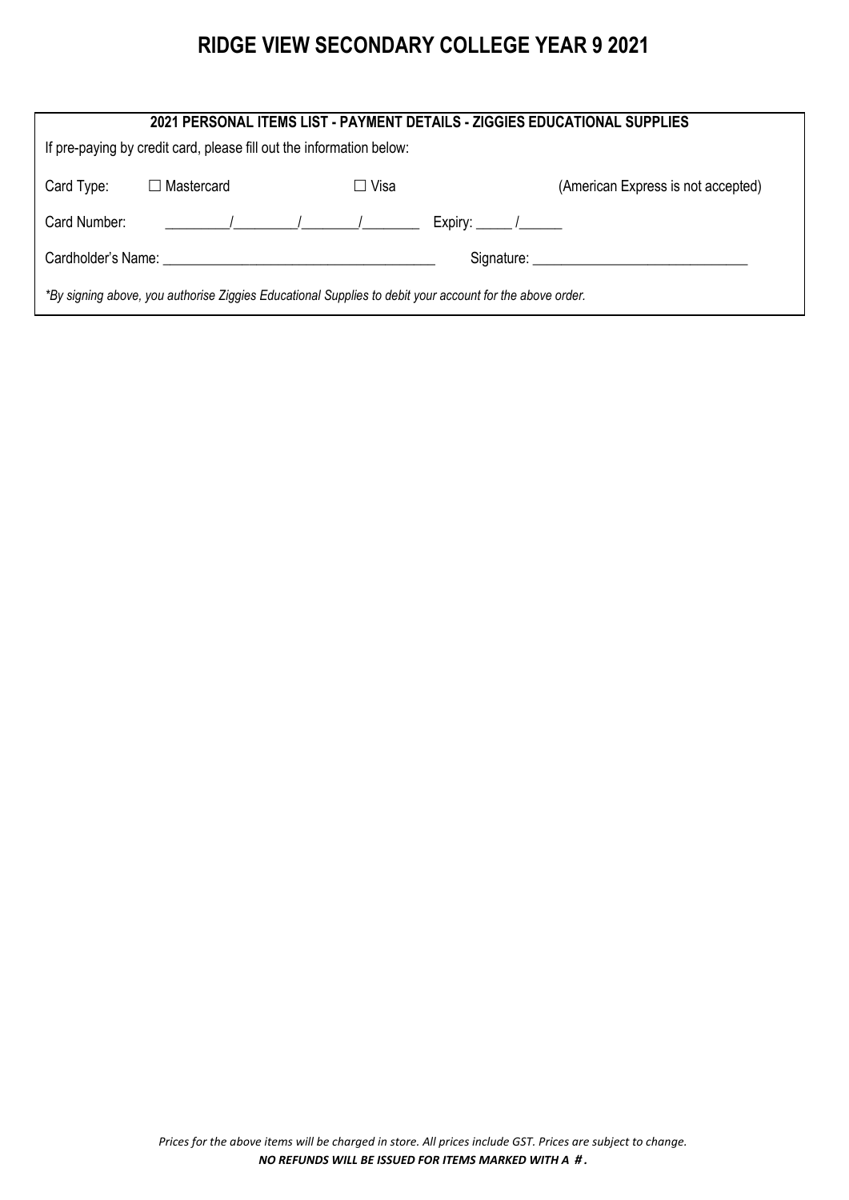# RIDGE VIEW SECONDARY COLLEGE YEAR 9 2021

**2021 PERSONAL ITEMS LIST - PAYMENT DETAILS - ZIGGIES EDUCATIONAL SUPPLIES**

If pre-paying by credit card, please fill out the information below:

Card Type: ☐ Mastercard ☐ Visa (American Express is not accepted)

Card Number: _________/_________/________/________ Expiry: _____ /______

Cardholder's Name: ______________________________________ Signature: ______________________________

*\*By signing above, you authorise Ziggies Educational Supplies to debit your account for the above order.*

*Prices for the above items will be charged in store. All prices include GST. Prices are subject to change.*

***NO REFUNDS WILL BE ISSUED FOR ITEMS MARKED WITH A #.***